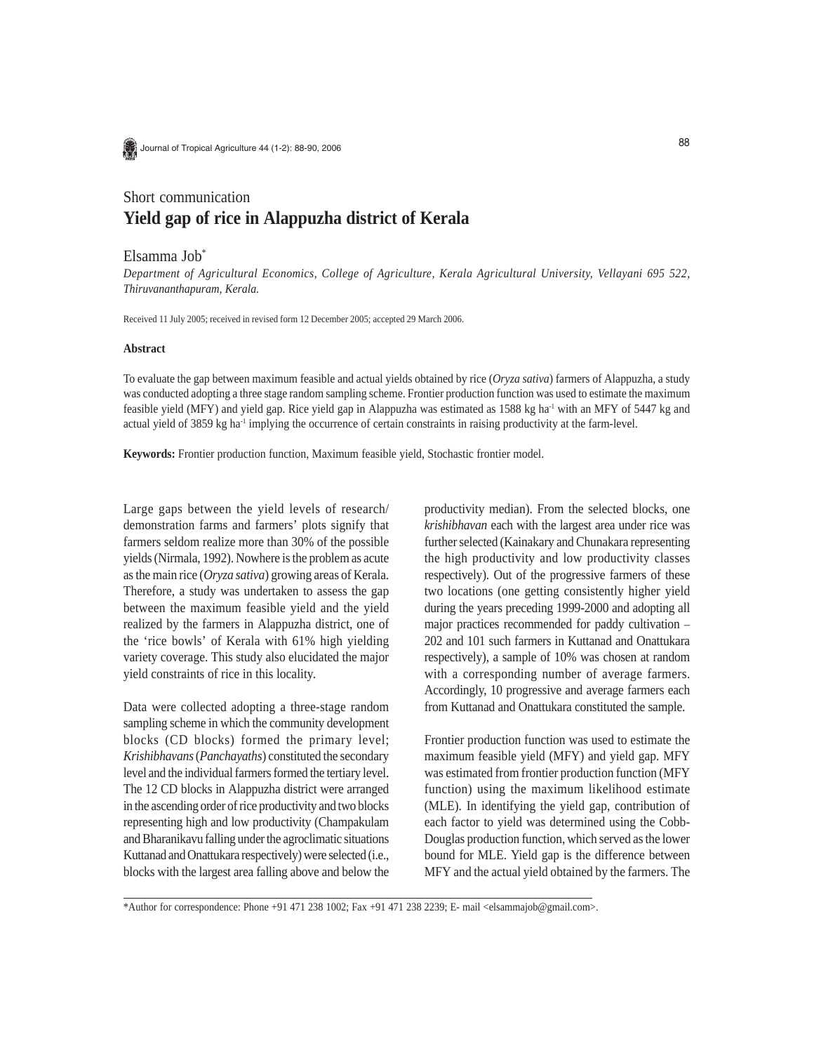Short communication

# Yield gap of rice in Alappuzha district of Kerala

Elsamma Job*

*Department of Agricultural Economics, College of Agriculture, Kerala Agricultural University, Vellayani 695 522, Thiruvananthapuram, Kerala.*

Received 11 July 2005; received in revised form 12 December 2005; accepted 29 March 2006.

### Abstract

To evaluate the gap between maximum feasible and actual yields obtained by rice (*Oryza sativa*) farmers of Alappuzha, a study was conducted adopting a three stage random sampling scheme. Frontier production function was used to estimate the maximum feasible yield (MFY) and yield gap. Rice yield gap in Alappuzha was estimated as 1588 kg ha$^{-1}$ with an MFY of 5447 kg and actual yield of 3859 kg ha$^{-1}$ implying the occurrence of certain constraints in raising productivity at the farm-level.

**Keywords:** Frontier production function, Maximum feasible yield, Stochastic frontier model.

Large gaps between the yield levels of research/demonstration farms and farmers' plots signify that farmers seldom realize more than 30% of the possible yields (Nirmala, 1992). Nowhere is the problem as acute as the main rice (*Oryza sativa*) growing areas of Kerala. Therefore, a study was undertaken to assess the gap between the maximum feasible yield and the yield realized by the farmers in Alappuzha district, one of the 'rice bowls' of Kerala with 61% high yielding variety coverage. This study also elucidated the major yield constraints of rice in this locality.

Data were collected adopting a three-stage random sampling scheme in which the community development blocks (CD blocks) formed the primary level; *Krishibhavans* (*Panchayaths*) constituted the secondary level and the individual farmers formed the tertiary level. The 12 CD blocks in Alappuzha district were arranged in the ascending order of rice productivity and two blocks representing high and low productivity (Champakulam and Bharanikavu falling under the agroclimatic situations Kuttanad and Onattukara respectively) were selected (i.e., blocks with the largest area falling above and below the productivity median). From the selected blocks, one *krishibhavan* each with the largest area under rice was further selected (Kainakary and Chunakara representing the high productivity and low productivity classes respectively). Out of the progressive farmers of these two locations (one getting consistently higher yield during the years preceding 1999-2000 and adopting all major practices recommended for paddy cultivation – 202 and 101 such farmers in Kuttanad and Onattukara respectively), a sample of 10% was chosen at random with a corresponding number of average farmers. Accordingly, 10 progressive and average farmers each from Kuttanad and Onattukara constituted the sample.

Frontier production function was used to estimate the maximum feasible yield (MFY) and yield gap. MFY was estimated from frontier production function (MFY function) using the maximum likelihood estimate (MLE). In identifying the yield gap, contribution of each factor to yield was determined using the Cobb-Douglas production function, which served as the lower bound for MLE. Yield gap is the difference between MFY and the actual yield obtained by the farmers. The

*Author for correspondence: Phone +91 471 238 1002; Fax +91 471 238 2239; E- mail <elsammajob@gmail.com>.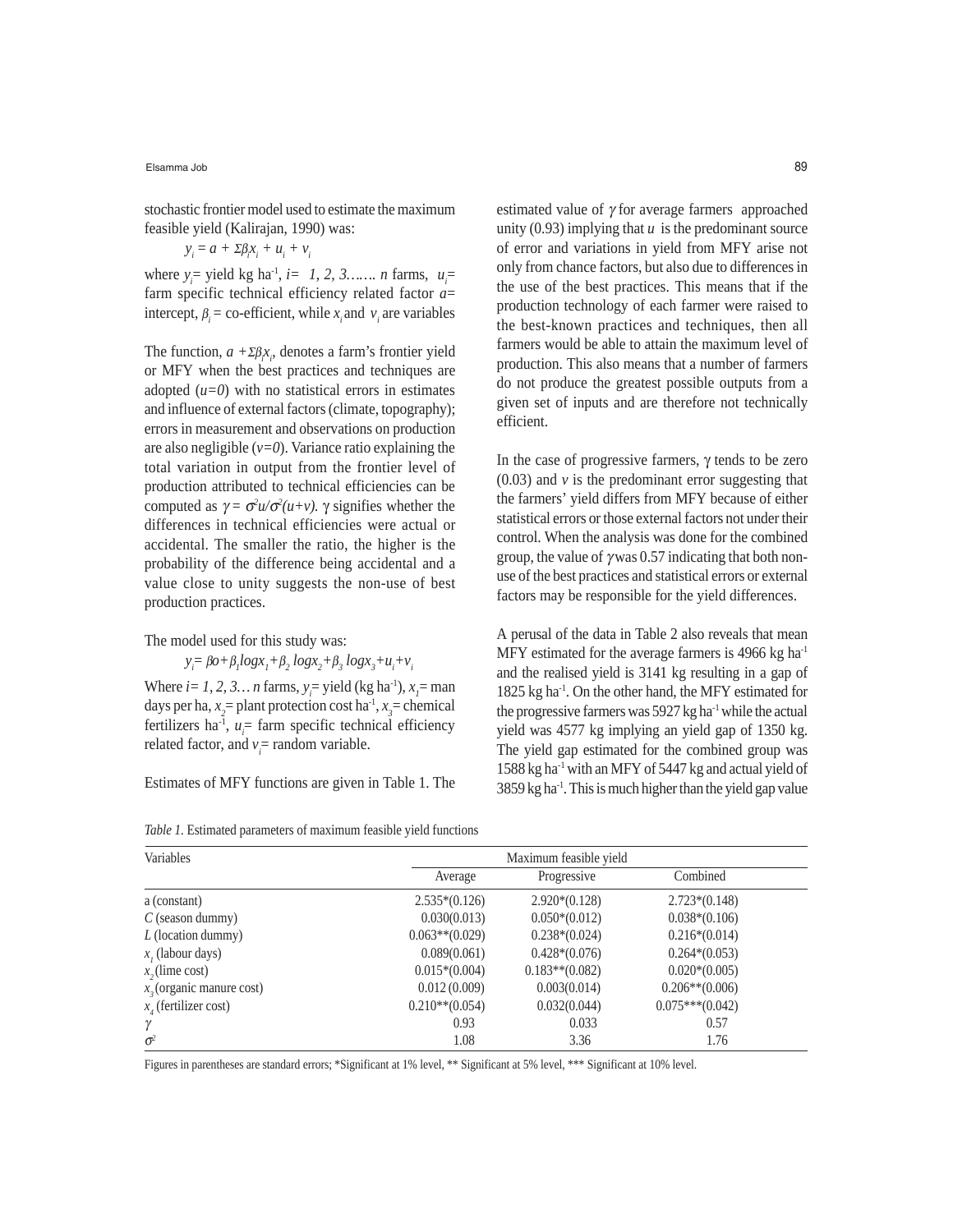stochastic frontier model used to estimate the maximum feasible yield (Kalirajan, 1990) was:

$$y_i = a + \Sigma\beta_i x_i + u_i + v_i$$

where $y_i$= yield kg ha$^{-1}$, $i= 1, 2, 3……. n$ farms, $u_i$= farm specific technical efficiency related factor $a$= intercept, $\beta_i$ = co-efficient, while $x_i$ and $v_i$ are variables

The function, $a + \Sigma\beta_i x_i$, denotes a farm's frontier yield or MFY when the best practices and techniques are adopted ($u=0$) with no statistical errors in estimates and influence of external factors (climate, topography); errors in measurement and observations on production are also negligible ($v=0$). Variance ratio explaining the total variation in output from the frontier level of production attributed to technical efficiencies can be computed as $\gamma = \sigma^2 u/\sigma^2(u+v)$. γ signifies whether the differences in technical efficiencies were actual or accidental. The smaller the ratio, the higher is the probability of the difference being accidental and a value close to unity suggests the non-use of best production practices.

The model used for this study was:

$$y_i = \beta o + \beta_1 log x_1 + \beta_2 \, log x_2 + \beta_3 \, log x_3 + u_i + v_i$$

Where $i= 1, 2, 3… n$ farms, $y_i$= yield (kg ha$^{-1}$), $x_1$= man days per ha, $x_2$= plant protection cost ha$^{-1}$, $x_3$= chemical fertilizers ha$^{-1}$, $u_i$= farm specific technical efficiency related factor, and $v_i$= random variable.

Estimates of MFY functions are given in Table 1. The estimated value of $\gamma$ for average farmers approached unity (0.93) implying that $u$ is the predominant source of error and variations in yield from MFY arise not only from chance factors, but also due to differences in the use of the best practices. This means that if the production technology of each farmer were raised to the best-known practices and techniques, then all farmers would be able to attain the maximum level of production. This also means that a number of farmers do not produce the greatest possible outputs from a given set of inputs and are therefore not technically efficient.

In the case of progressive farmers, γ tends to be zero (0.03) and $v$ is the predominant error suggesting that the farmers' yield differs from MFY because of either statistical errors or those external factors not under their control. When the analysis was done for the combined group, the value of $\gamma$ was 0.57 indicating that both non-use of the best practices and statistical errors or external factors may be responsible for the yield differences.

A perusal of the data in Table 2 also reveals that mean MFY estimated for the average farmers is 4966 kg ha$^{-1}$ and the realised yield is 3141 kg resulting in a gap of 1825 kg ha$^{-1}$. On the other hand, the MFY estimated for the progressive farmers was 5927 kg ha$^{-1}$ while the actual yield was 4577 kg implying an yield gap of 1350 kg. The yield gap estimated for the combined group was 1588 kg ha$^{-1}$ with an MFY of 5447 kg and actual yield of 3859 kg ha$^{-1}$. This is much higher than the yield gap value

*Table 1.* Estimated parameters of maximum feasible yield functions

| Variables | Maximum feasible yield | | |
|---|---|---|---|
| | Average | Progressive | Combined |
| a (constant) | 2.535*(0.126) | 2.920*(0.128) | 2.723*(0.148) |
| $C$ (season dummy) | 0.030(0.013) | 0.050*(0.012) | 0.038*(0.106) |
| $L$ (location dummy) | 0.063**(0.029) | 0.238*(0.024) | 0.216*(0.014) |
| $x_1$ (labour days) | 0.089(0.061) | 0.428*(0.076) | 0.264*(0.053) |
| $x_2$ (lime cost) | 0.015*(0.004) | 0.183**(0.082) | 0.020*(0.005) |
| $x_3$ (organic manure cost) | 0.012 (0.009) | 0.003(0.014) | 0.206**(0.006) |
| $x_4$ (fertilizer cost) | 0.210**(0.054) | 0.032(0.044) | 0.075***(0.042) |
| $\gamma$ | 0.93 | 0.033 | 0.57 |
| $\sigma^2$ | 1.08 | 3.36 | 1.76 |

Figures in parentheses are standard errors; *Significant at 1% level, ** Significant at 5% level, *** Significant at 10% level.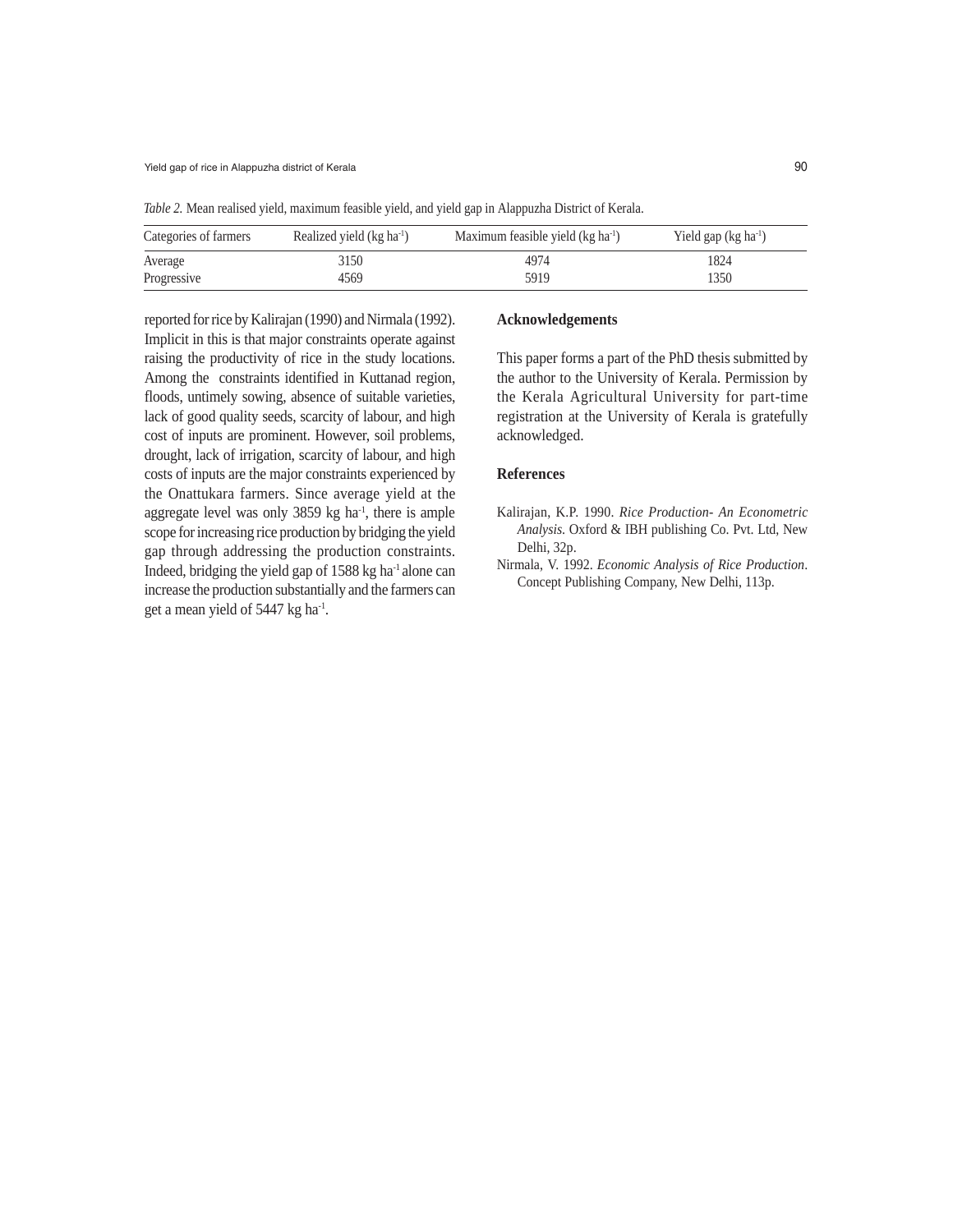*Table 2.* Mean realised yield, maximum feasible yield, and yield gap in Alappuzha District of Kerala.

| Categories of farmers | Realized yield (kg ha$^{-1}$) | Maximum feasible yield (kg ha$^{-1}$) | Yield gap (kg ha$^{-1}$) |
|---|---|---|---|
| Average | 3150 | 4974 | 1824 |
| Progressive | 4569 | 5919 | 1350 |

reported for rice by Kalirajan (1990) and Nirmala (1992). Implicit in this is that major constraints operate against raising the productivity of rice in the study locations. Among the constraints identified in Kuttanad region, floods, untimely sowing, absence of suitable varieties, lack of good quality seeds, scarcity of labour, and high cost of inputs are prominent. However, soil problems, drought, lack of irrigation, scarcity of labour, and high costs of inputs are the major constraints experienced by the Onattukara farmers. Since average yield at the aggregate level was only 3859 kg ha$^{-1}$, there is ample scope for increasing rice production by bridging the yield gap through addressing the production constraints. Indeed, bridging the yield gap of 1588 kg ha$^{-1}$ alone can increase the production substantially and the farmers can get a mean yield of 5447 kg ha$^{-1}$.

## Acknowledgements

This paper forms a part of the PhD thesis submitted by the author to the University of Kerala. Permission by the Kerala Agricultural University for part-time registration at the University of Kerala is gratefully acknowledged.

## References

Kalirajan, K.P. 1990. *Rice Production- An Econometric Analysis.* Oxford & IBH publishing Co. Pvt. Ltd, New Delhi, 32p.

Nirmala, V. 1992. *Economic Analysis of Rice Production*. Concept Publishing Company, New Delhi, 113p.